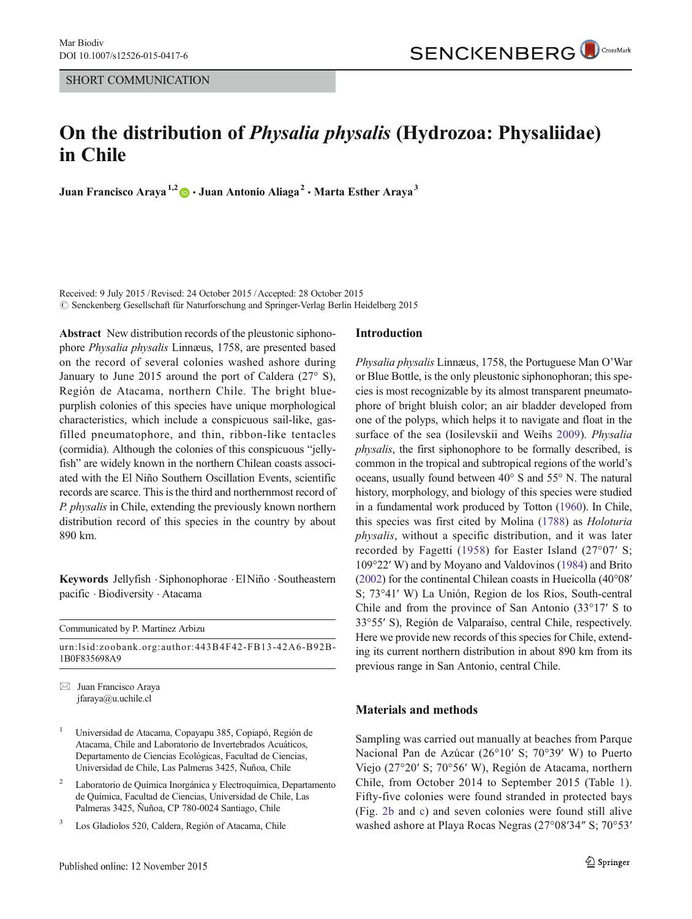SHORT COMMUNICATION

# On the distribution of *Physalia physalis* (Hydrozoa: Physaliidae) in Chile

**Juan Francisco Araya**[1,2] · **Juan Antonio Aliaga**[2] · **Marta Esther Araya**[3]

Received: 9 July 2015 / Revised: 24 October 2015 / Accepted: 28 October 2015
© Senckenberg Gesellschaft für Naturforschung and Springer-Verlag Berlin Heidelberg 2015

**Abstract** New distribution records of the pleustonic siphonophore *Physalia physalis* Linnæus, 1758, are presented based on the record of several colonies washed ashore during January to June 2015 around the port of Caldera (27° S), Región de Atacama, northern Chile. The bright blue-purplish colonies of this species have unique morphological characteristics, which include a conspicuous sail-like, gas-filled pneumatophore, and thin, ribbon-like tentacles (cormidia). Although the colonies of this conspicuous "jelly-fish" are widely known in the northern Chilean coasts associated with the El Niño Southern Oscillation Events, scientific records are scarce. This is the third and northernmost record of *P. physalis* in Chile, extending the previously known northern distribution record of this species in the country by about 890 km.

**Keywords** Jellyfish · Siphonophorae · El Niño · Southeastern pacific · Biodiversity · Atacama

Communicated by P. Martinez Arbizu

urn:lsid:zoobank.org:author:443B4F42-FB13-42A6-B92B-1B0F835698A9

✉ Juan Francisco Araya
jfaraya@u.uchile.cl

[1] Universidad de Atacama, Copayapu 385, Copiapó, Región de Atacama, Chile and Laboratorio de Invertebrados Acuáticos, Departamento de Ciencias Ecológicas, Facultad de Ciencias, Universidad de Chile, Las Palmeras 3425, Ñuñoa, Chile

[2] Laboratorio de Química Inorgánica y Electroquímica, Departamento de Química, Facultad de Ciencias, Universidad de Chile, Las Palmeras 3425, Ñuñoa, CP 780-0024 Santiago, Chile

[3] Los Gladiolos 520, Caldera, Región of Atacama, Chile

## Introduction

*Physalia physalis* Linnæus, 1758, the Portuguese Man O'War or Blue Bottle, is the only pleustonic siphonophoran; this species is most recognizable by its almost transparent pneumatophore of bright bluish color; an air bladder developed from one of the polyps, which helps it to navigate and float in the surface of the sea (Iosilevskii and Weihs 2009). *Physalia physalis*, the first siphonophore to be formally described, is common in the tropical and subtropical regions of the world's oceans, usually found between 40° S and 55° N. The natural history, morphology, and biology of this species were studied in a fundamental work produced by Totton (1960). In Chile, this species was first cited by Molina (1788) as *Holoturia physalis*, without a specific distribution, and it was later recorded by Fagetti (1958) for Easter Island (27°07′ S; 109°22′ W) and by Moyano and Valdovinos (1984) and Brito (2002) for the continental Chilean coasts in Hueicolla (40°08′ S; 73°41′ W) La Unión, Region de los Rios, South-central Chile and from the province of San Antonio (33°17′ S to 33°55′ S), Región de Valparaíso, central Chile, respectively. Here we provide new records of this species for Chile, extending its current northern distribution in about 890 km from its previous range in San Antonio, central Chile.

## Materials and methods

Sampling was carried out manually at beaches from Parque Nacional Pan de Azúcar (26°10′ S; 70°39′ W) to Puerto Viejo (27°20′ S; 70°56′ W), Región de Atacama, northern Chile, from October 2014 to September 2015 (Table 1). Fifty-five colonies were found stranded in protected bays (Fig. 2b and c) and seven colonies were found still alive washed ashore at Playa Rocas Negras (27°08′34″ S; 70°53′

Published online: 12 November 2015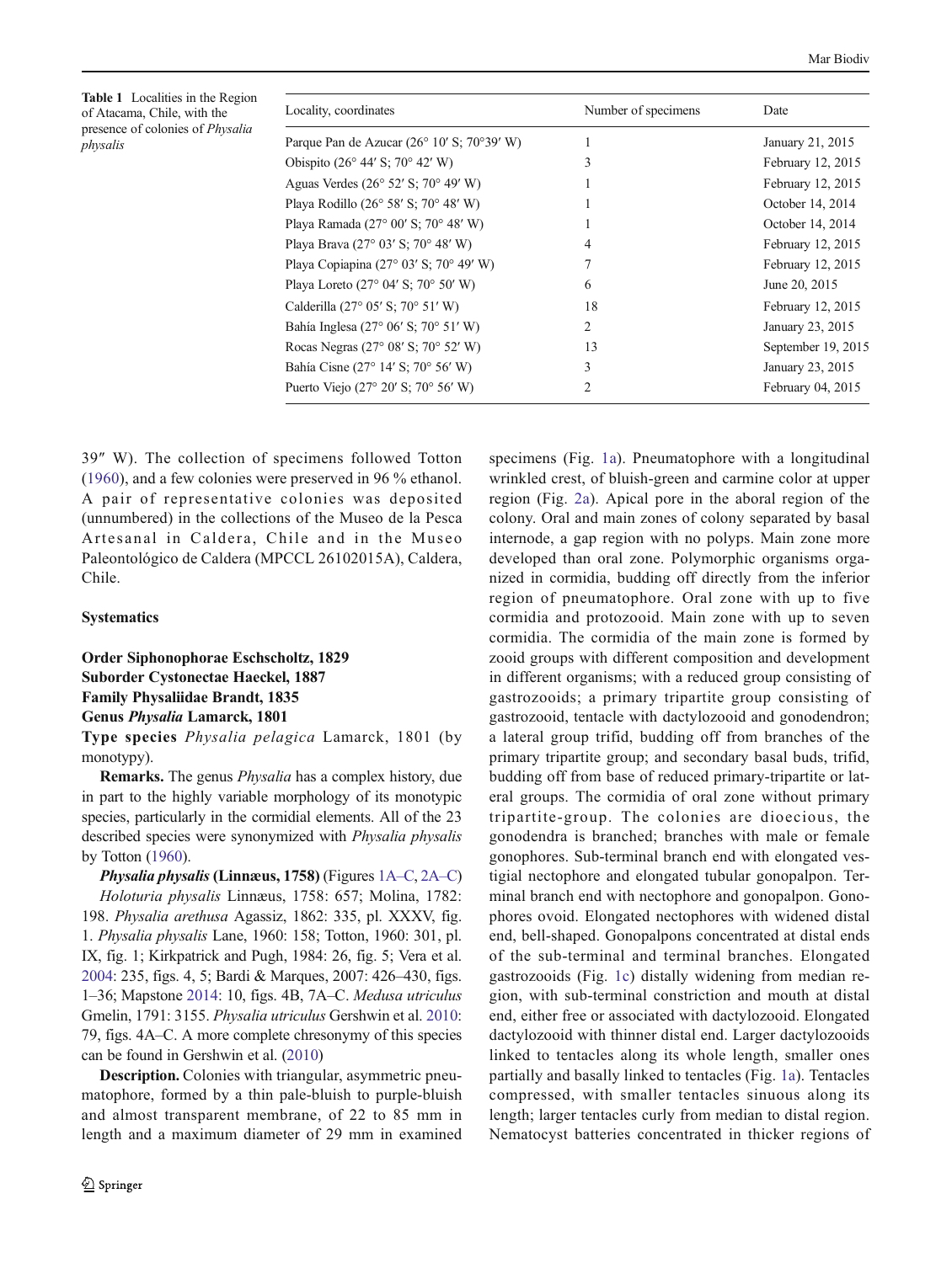**Table 1** Localities in the Region of Atacama, Chile, with the presence of colonies of *Physalia physalis*

| Locality, coordinates | Number of specimens | Date |
|---|---|---|
| Parque Pan de Azucar (26° 10′ S; 70°39′ W) | 1 | January 21, 2015 |
| Obispito (26° 44′ S; 70° 42′ W) | 3 | February 12, 2015 |
| Aguas Verdes (26° 52′ S; 70° 49′ W) | 1 | February 12, 2015 |
| Playa Rodillo (26° 58′ S; 70° 48′ W) | 1 | October 14, 2014 |
| Playa Ramada (27° 00′ S; 70° 48′ W) | 1 | October 14, 2014 |
| Playa Brava (27° 03′ S; 70° 48′ W) | 4 | February 12, 2015 |
| Playa Copiapina (27° 03′ S; 70° 49′ W) | 7 | February 12, 2015 |
| Playa Loreto (27° 04′ S; 70° 50′ W) | 6 | June 20, 2015 |
| Calderilla (27° 05′ S; 70° 51′ W) | 18 | February 12, 2015 |
| Bahía Inglesa (27° 06′ S; 70° 51′ W) | 2 | January 23, 2015 |
| Rocas Negras (27° 08′ S; 70° 52′ W) | 13 | September 19, 2015 |
| Bahía Cisne (27° 14′ S; 70° 56′ W) | 3 | January 23, 2015 |
| Puerto Viejo (27° 20′ S; 70° 56′ W) | 2 | February 04, 2015 |

39″ W). The collection of specimens followed Totton (1960), and a few colonies were preserved in 96 % ethanol. A pair of representative colonies was deposited (unnumbered) in the collections of the Museo de la Pesca Artesanal in Caldera, Chile and in the Museo Paleontológico de Caldera (MPCCL 26102015A), Caldera, Chile.

## Systematics

**Order Siphonophorae Eschscholtz, 1829**
**Suborder Cystonectae Haeckel, 1887**
**Family Physaliidae Brandt, 1835**
**Genus *Physalia* Lamarck, 1801**

**Type species** *Physalia pelagica* Lamarck, 1801 (by monotypy).

**Remarks.** The genus *Physalia* has a complex history, due in part to the highly variable morphology of its monotypic species, particularly in the cormidial elements. All of the 23 described species were synonymized with *Physalia physalis* by Totton (1960).

***Physalia physalis* (Linnæus, 1758)** (Figures 1A–C, 2A–C)

*Holoturia physalis* Linnæus, 1758: 657; Molina, 1782: 198. *Physalia arethusa* Agassiz, 1862: 335, pl. XXXV, fig. 1. *Physalia physalis* Lane, 1960: 158; Totton, 1960: 301, pl. IX, fig. 1; Kirkpatrick and Pugh, 1984: 26, fig. 5; Vera et al. 2004: 235, figs. 4, 5; Bardi & Marques, 2007: 426–430, figs. 1–36; Mapstone 2014: 10, figs. 4B, 7A–C. *Medusa utriculus* Gmelin, 1791: 3155. *Physalia utriculus* Gershwin et al. 2010: 79, figs. 4A–C. A more complete chresonymy of this species can be found in Gershwin et al. (2010)

**Description.** Colonies with triangular, asymmetric pneumatophore, formed by a thin pale-bluish to purple-bluish and almost transparent membrane, of 22 to 85 mm in length and a maximum diameter of 29 mm in examined specimens (Fig. 1a). Pneumatophore with a longitudinal wrinkled crest, of bluish-green and carmine color at upper region (Fig. 2a). Apical pore in the aboral region of the colony. Oral and main zones of colony separated by basal internode, a gap region with no polyps. Main zone more developed than oral zone. Polymorphic organisms organized in cormidia, budding off directly from the inferior region of pneumatophore. Oral zone with up to five cormidia and protozooid. Main zone with up to seven cormidia. The cormidia of the main zone is formed by zooid groups with different composition and development in different organisms; with a reduced group consisting of gastrozooids; a primary tripartite group consisting of gastrozooid, tentacle with dactylozooid and gonodendron; a lateral group trifid, budding off from branches of the primary tripartite group; and secondary basal buds, trifid, budding off from base of reduced primary-tripartite or lateral groups. The cormidia of oral zone without primary tripartite-group. The colonies are dioecious, the gonodendra is branched; branches with male or female gonophores. Sub-terminal branch end with elongated vestigial nectophore and elongated tubular gonopalpon. Terminal branch end with nectophore and gonopalpon. Gonophores ovoid. Elongated nectophores with widened distal end, bell-shaped. Gonopalpons concentrated at distal ends of the sub-terminal and terminal branches. Elongated gastrozooids (Fig. 1c) distally widening from median region, with sub-terminal constriction and mouth at distal end, either free or associated with dactylozooid. Elongated dactylozooid with thinner distal end. Larger dactylozooids linked to tentacles along its whole length, smaller ones partially and basally linked to tentacles (Fig. 1a). Tentacles compressed, with smaller tentacles sinuous along its length; larger tentacles curly from median to distal region. Nematocyst batteries concentrated in thicker regions of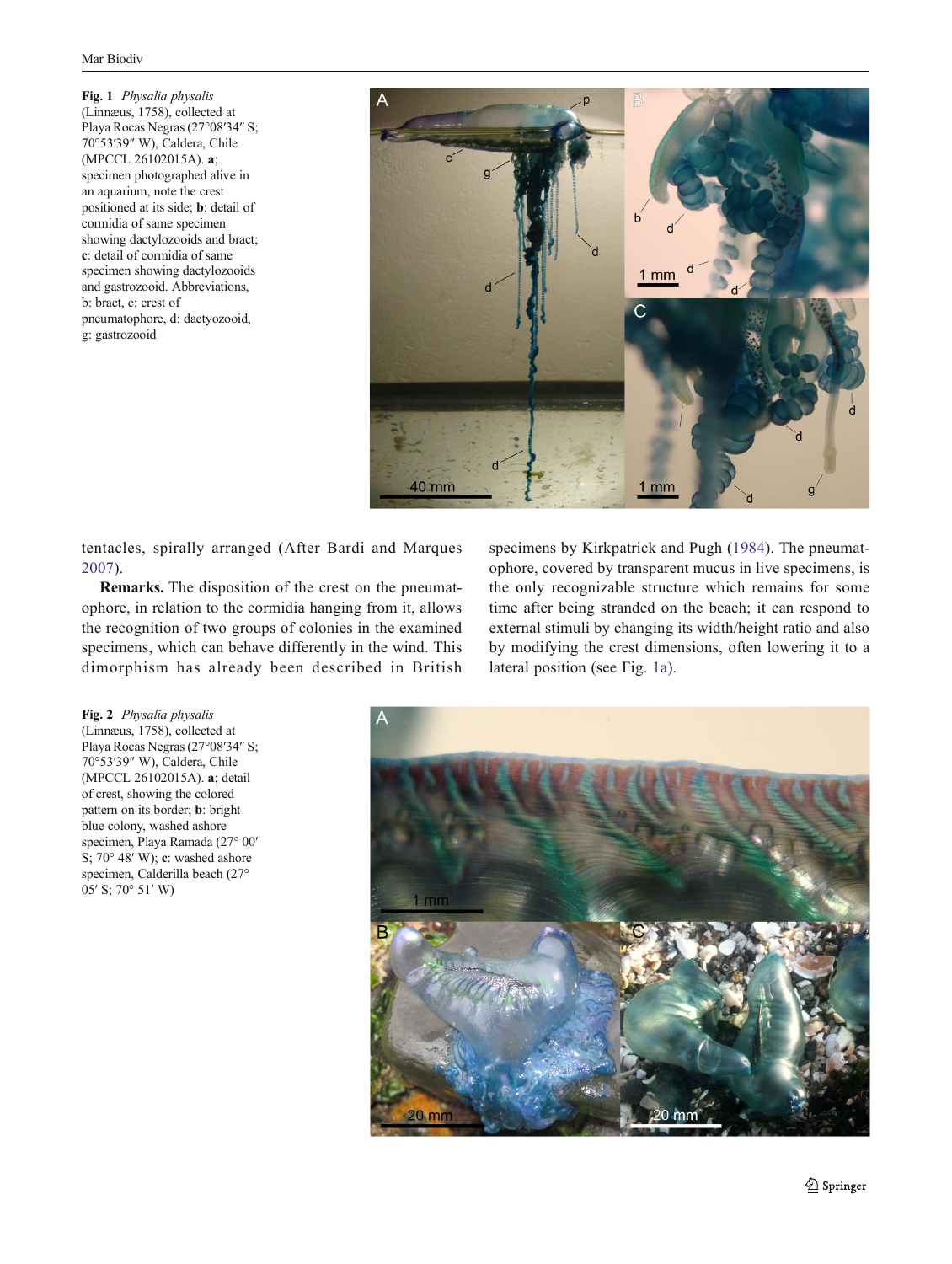**Fig. 1** *Physalia physalis* (Linnæus, 1758), collected at Playa Rocas Negras (27°08′34″ S; 70°53′39″ W), Caldera, Chile (MPCCL 26102015A). **a**; specimen photographed alive in an aquarium, note the crest positioned at its side; **b**: detail of cormidia of same specimen showing dactylozooids and bract; **c**: detail of cormidia of same specimen showing dactylozooids and gastrozooid. Abbreviations, b: bract, c: crest of pneumatophore, d: dactyozooid, g: gastrozooid

tentacles, spirally arranged (After Bardi and Marques 2007).

**Remarks.** The disposition of the crest on the pneumatophore, in relation to the cormidia hanging from it, allows the recognition of two groups of colonies in the examined specimens, which can behave differently in the wind. This dimorphism has already been described in British specimens by Kirkpatrick and Pugh (1984). The pneumatophore, covered by transparent mucus in live specimens, is the only recognizable structure which remains for some time after being stranded on the beach; it can respond to external stimuli by changing its width/height ratio and also by modifying the crest dimensions, often lowering it to a lateral position (see Fig. 1a).

**Fig. 2** *Physalia physalis* (Linnæus, 1758), collected at Playa Rocas Negras (27°08′34″ S; 70°53′39″ W), Caldera, Chile (MPCCL 26102015A). **a**; detail of crest, showing the colored pattern on its border; **b**: bright blue colony, washed ashore specimen, Playa Ramada (27° 00′ S; 70° 48′ W); **c**: washed ashore specimen, Calderilla beach (27° 05′ S; 70° 51′ W)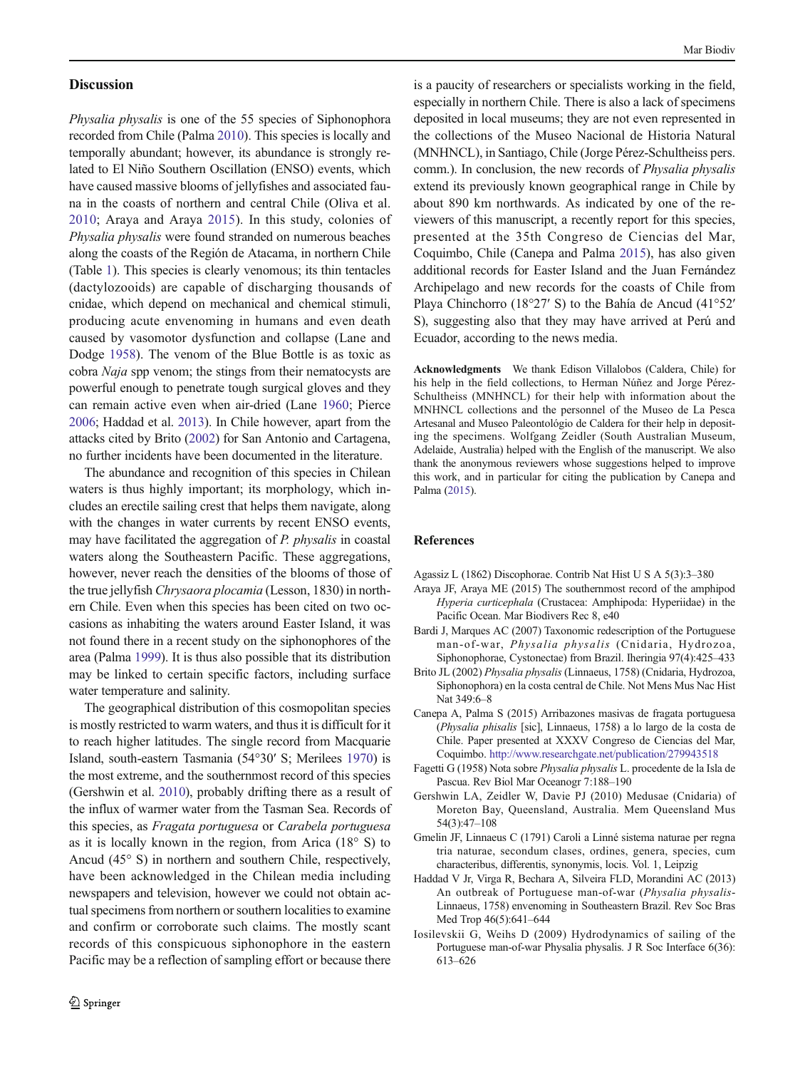## Discussion

*Physalia physalis* is one of the 55 species of Siphonophora recorded from Chile (Palma 2010). This species is locally and temporally abundant; however, its abundance is strongly related to El Niño Southern Oscillation (ENSO) events, which have caused massive blooms of jellyfishes and associated fauna in the coasts of northern and central Chile (Oliva et al. 2010; Araya and Araya 2015). In this study, colonies of *Physalia physalis* were found stranded on numerous beaches along the coasts of the Región de Atacama, in northern Chile (Table 1). This species is clearly venomous; its thin tentacles (dactylozooids) are capable of discharging thousands of cnidae, which depend on mechanical and chemical stimuli, producing acute envenoming in humans and even death caused by vasomotor dysfunction and collapse (Lane and Dodge 1958). The venom of the Blue Bottle is as toxic as cobra *Naja* spp venom; the stings from their nematocysts are powerful enough to penetrate tough surgical gloves and they can remain active even when air-dried (Lane 1960; Pierce 2006; Haddad et al. 2013). In Chile however, apart from the attacks cited by Brito (2002) for San Antonio and Cartagena, no further incidents have been documented in the literature.

The abundance and recognition of this species in Chilean waters is thus highly important; its morphology, which includes an erectile sailing crest that helps them navigate, along with the changes in water currents by recent ENSO events, may have facilitated the aggregation of *P. physalis* in coastal waters along the Southeastern Pacific. These aggregations, however, never reach the densities of the blooms of those of the true jellyfish *Chrysaora plocamia* (Lesson, 1830) in northern Chile. Even when this species has been cited on two occasions as inhabiting the waters around Easter Island, it was not found there in a recent study on the siphonophores of the area (Palma 1999). It is thus also possible that its distribution may be linked to certain specific factors, including surface water temperature and salinity.

The geographical distribution of this cosmopolitan species is mostly restricted to warm waters, and thus it is difficult for it to reach higher latitudes. The single record from Macquarie Island, south-eastern Tasmania (54°30′ S; Merilees 1970) is the most extreme, and the southernmost record of this species (Gershwin et al. 2010), probably drifting there as a result of the influx of warmer water from the Tasman Sea. Records of this species, as *Fragata portuguesa* or *Carabela portuguesa* as it is locally known in the region, from Arica (18° S) to Ancud (45° S) in northern and southern Chile, respectively, have been acknowledged in the Chilean media including newspapers and television, however we could not obtain actual specimens from northern or southern localities to examine and confirm or corroborate such claims. The mostly scant records of this conspicuous siphonophore in the eastern Pacific may be a reflection of sampling effort or because there is a paucity of researchers or specialists working in the field, especially in northern Chile. There is also a lack of specimens deposited in local museums; they are not even represented in the collections of the Museo Nacional de Historia Natural (MNHNCL), in Santiago, Chile (Jorge Pérez-Schultheiss pers. comm.). In conclusion, the new records of *Physalia physalis* extend its previously known geographical range in Chile by about 890 km northwards. As indicated by one of the reviewers of this manuscript, a recently report for this species, presented at the 35th Congreso de Ciencias del Mar, Coquimbo, Chile (Canepa and Palma 2015), has also given additional records for Easter Island and the Juan Fernández Archipelago and new records for the coasts of Chile from Playa Chinchorro (18°27′ S) to the Bahía de Ancud (41°52′ S), suggesting also that they may have arrived at Perú and Ecuador, according to the news media.

**Acknowledgments** We thank Edison Villalobos (Caldera, Chile) for his help in the field collections, to Herman Núñez and Jorge Pérez-Schultheiss (MNHNCL) for their help with information about the MNHNCL collections and the personnel of the Museo de La Pesca Artesanal and Museo Paleontológico de Caldera for their help in depositing the specimens. Wolfgang Zeidler (South Australian Museum, Adelaide, Australia) helped with the English of the manuscript. We also thank the anonymous reviewers whose suggestions helped to improve this work, and in particular for citing the publication by Canepa and Palma (2015).

## References

Agassiz L (1862) Discophorae. Contrib Nat Hist U S A 5(3):3–380

Araya JF, Araya ME (2015) The southernmost record of the amphipod *Hyperia curticephala* (Crustacea: Amphipoda: Hyperiidae) in the Pacific Ocean. Mar Biodivers Rec 8, e40

Bardi J, Marques AC (2007) Taxonomic redescription of the Portuguese man-of-war, *Physalia physalis* (Cnidaria, Hydrozoa, Siphonophorae, Cystonectae) from Brazil. Iheringia 97(4):425–433

Brito JL (2002) *Physalia physalis* (Linnaeus, 1758) (Cnidaria, Hydrozoa, Siphonophora) en la costa central de Chile. Not Mens Mus Nac Hist Nat 349:6–8

Canepa A, Palma S (2015) Arribazones masivas de fragata portuguesa (*Physalia phisalis* [sic], Linnaeus, 1758) a lo largo de la costa de Chile. Paper presented at XXXV Congreso de Ciencias del Mar, Coquimbo. http://www.researchgate.net/publication/279943518

Fagetti G (1958) Nota sobre *Physalia physalis* L. procedente de la Isla de Pascua. Rev Biol Mar Oceanogr 7:188–190

Gershwin LA, Zeidler W, Davie PJ (2010) Medusae (Cnidaria) of Moreton Bay, Queensland, Australia. Mem Queensland Mus 54(3):47–108

Gmelin JF, Linnaeus C (1791) Caroli a Linné sistema naturae per regna tria naturae, secondum clases, ordines, genera, species, cum characteribus, differentis, synonymis, locis. Vol. 1, Leipzig

Haddad V Jr, Virga R, Bechara A, Silveira FLD, Morandini AC (2013) An outbreak of Portuguese man-of-war (*Physalia physalis*-Linnaeus, 1758) envenoming in Southeastern Brazil. Rev Soc Bras Med Trop 46(5):641–644

Iosilevskii G, Weihs D (2009) Hydrodynamics of sailing of the Portuguese man-of-war Physalia physalis. J R Soc Interface 6(36): 613–626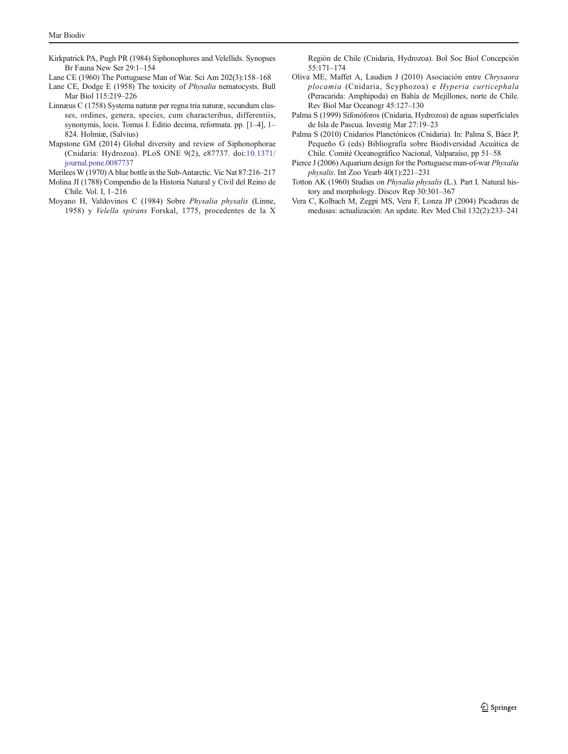Kirkpatrick PA, Pugh PR (1984) Siphonophores and Velellids. Synopses Br Fauna New Ser 29:1–154

Lane CE (1960) The Portuguese Man of War. Sci Am 202(3):158–168

Lane CE, Dodge E (1958) The toxicity of *Physalia* nematocysts. Bull Mar Biol 115:219–226

Linnæus C (1758) Systema naturæ per regna tria naturæ, secundum classes, ordines, genera, species, cum characteribus, differentiis, synonymis, locis. Tomus I. Editio decima, reformata. pp. [1–4], 1–824. Holmiæ, (Salvius)

Mapstone GM (2014) Global diversity and review of Siphonophorae (Cnidaria: Hydrozoa). PLoS ONE 9(2), e87737. doi:10.1371/journal.pone.0087737

Merilees W (1970) A blue bottle in the Sub-Antarctic. Vic Nat 87:216–217

Molina JI (1788) Compendio de la Historia Natural y Civil del Reino de Chile. Vol. I, 1–216

Moyano H, Valdovinos C (1984) Sobre *Physalia physalis* (Linne, 1958) y *Velella spirans* Forskal, 1775, procedentes de la X Región de Chile (Cnidaria, Hydrozoa). Bol Soc Biol Concepción 55:171–174

Oliva ME, Maffet A, Laudien J (2010) Asociación entre *Chrysaora plocamia* (Cnidaria, Scyphozoa) e *Hyperia curticephala* (Peracarida: Amphipoda) en Bahía de Mejillones, norte de Chile. Rev Biol Mar Oceanogr 45:127–130

Palma S (1999) Sifonóforos (Cnidaria, Hydrozoa) de aguas superficiales de Isla de Pascua. Investig Mar 27:19–23

Palma S (2010) Cnidarios Planctónicos (Cnidaria). In: Palma S, Báez P, Pequeño G (eds) Bibliografía sobre Biodiversidad Acuática de Chile. Comité Oceanográfico Nacional, Valparaíso, pp 51–58

Pierce J (2006) Aquarium design for the Portuguese man-of-war *Physalia physalis*. Int Zoo Yearb 40(1):221–231

Totton AK (1960) Studies on *Physalia physalis* (L.). Part I. Natural history and morphology. Discov Rep 30:301–367

Vera C, Kolbach M, Zegpi MS, Vera F, Lonza JP (2004) Picaduras de medusas: actualización: An update. Rev Med Chil 132(2):233–241